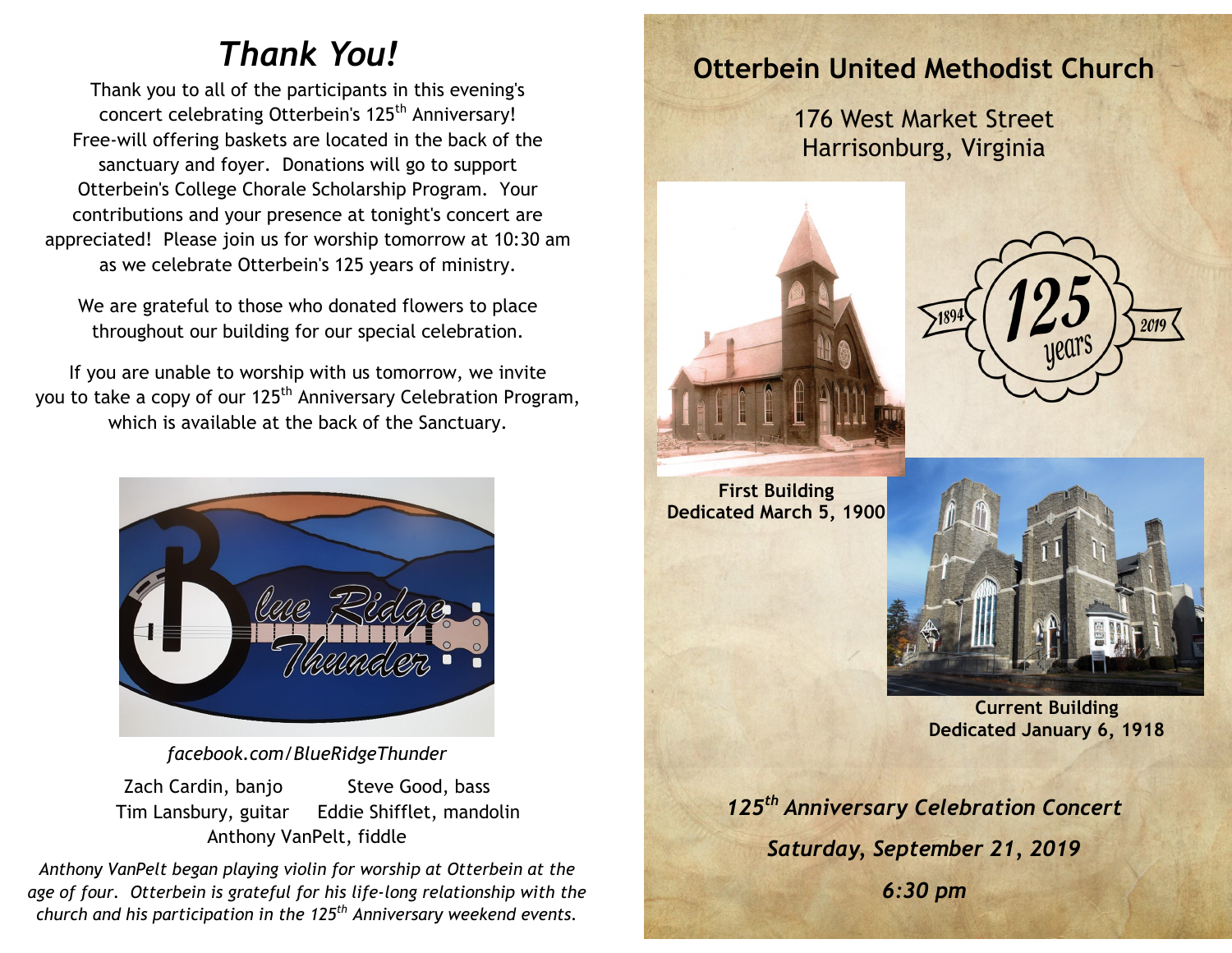# *Thank You!*

Thank you to all of the participants in this evening's concert celebrating Otterbein's 125th Anniversary! Free-will offering baskets are located in the back of the sanctuary and foyer. Donations will go to support Otterbein's College Chorale Scholarship Program. Your contributions and your presence at tonight's concert are appreciated! Please join us for worship tomorrow at 10:30 am as we celebrate Otterbein's 125 years of ministry.

We are grateful to those who donated flowers to place throughout our building for our special celebration.

If you are unable to worship with us tomorrow, we invite you to take a copy of our 125th Anniversary Celebration Program, which is available at the back of the Sanctuary.

Blue Ridge Thunder

*facebook.com/BlueRidgeThunder*

Zach Cardin, banjo
Steve Good, bass
Tim Lansbury, guitar
Eddie Shifflet, mandolin
Anthony VanPelt, fiddle

*Anthony VanPelt began playing violin for worship at Otterbein at the age of four. Otterbein is grateful for his life-long relationship with the church and his participation in the 125th Anniversary weekend events.*

## Otterbein United Methodist Church

176 West Market Street
Harrisonburg, Virginia

1894 · 125 years · 2019

**First Building**
**Dedicated March 5, 1900**

**Current Building**
**Dedicated January 6, 1918**

***125th Anniversary Celebration Concert***

***Saturday, September 21, 2019***

***6:30 pm***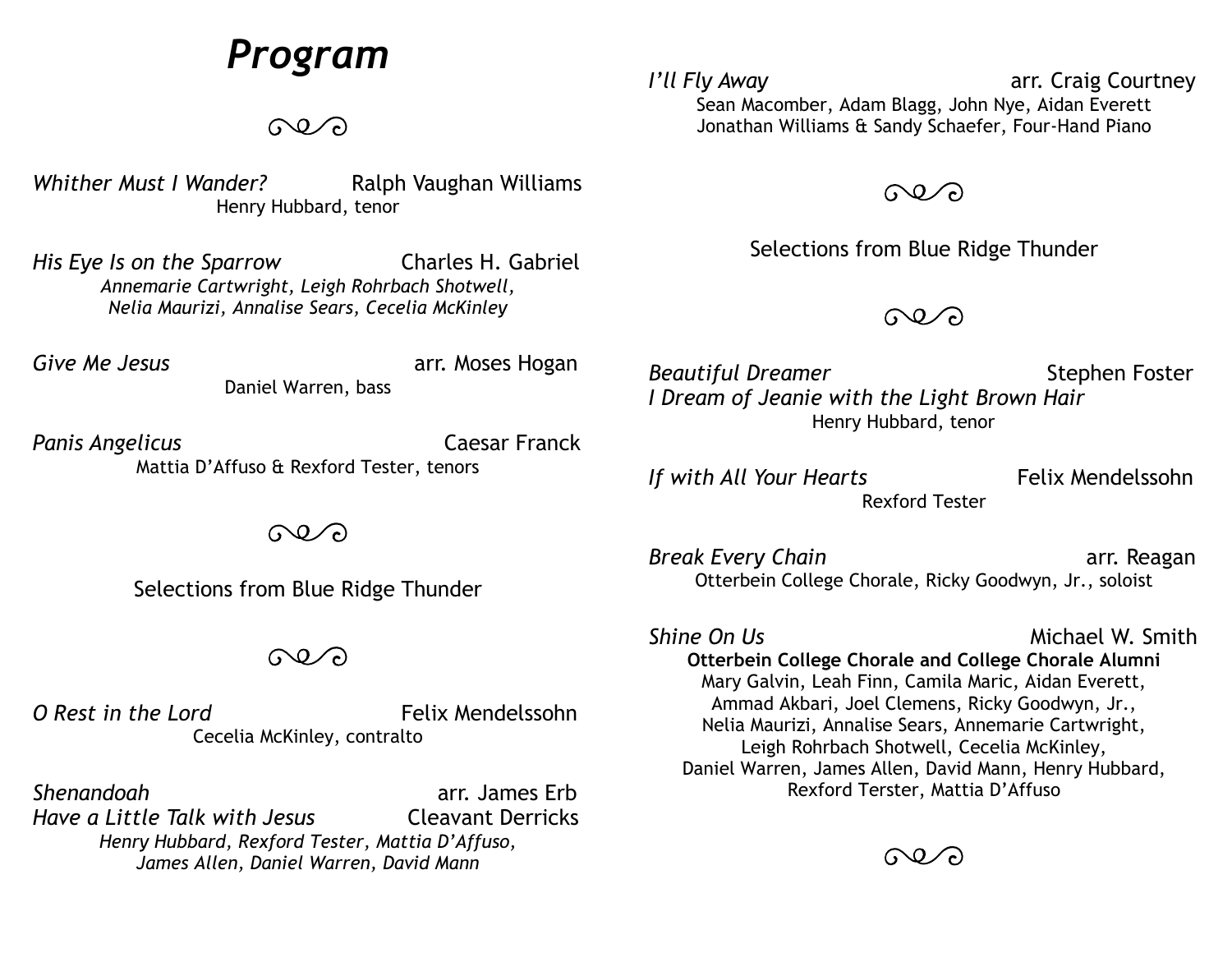# Program

*Whither Must I Wander?* — Ralph Vaughan Williams
Henry Hubbard, tenor

*His Eye Is on the Sparrow* — Charles H. Gabriel
*Annemarie Cartwright, Leigh Rohrbach Shotwell, Nelia Maurizi, Annalise Sears, Cecelia McKinley*

*Give Me Jesus* — arr. Moses Hogan
Daniel Warren, bass

*Panis Angelicus* — Caesar Franck
Mattia D'Affuso & Rexford Tester, tenors

Selections from Blue Ridge Thunder

*O Rest in the Lord* — Felix Mendelssohn
Cecelia McKinley, contralto

*Shenandoah* — arr. James Erb
*Have a Little Talk with Jesus* — Cleavant Derricks
*Henry Hubbard, Rexford Tester, Mattia D'Affuso, James Allen, Daniel Warren, David Mann*

*I'll Fly Away* — arr. Craig Courtney
Sean Macomber, Adam Blagg, John Nye, Aidan Everett
Jonathan Williams & Sandy Schaefer, Four-Hand Piano

Selections from Blue Ridge Thunder

*Beautiful Dreamer* — Stephen Foster
*I Dream of Jeanie with the Light Brown Hair*
Henry Hubbard, tenor

*If with All Your Hearts* — Felix Mendelssohn
Rexford Tester

*Break Every Chain* — arr. Reagan
Otterbein College Chorale, Ricky Goodwyn, Jr., soloist

*Shine On Us* — Michael W. Smith
**Otterbein College Chorale and College Chorale Alumni**
Mary Galvin, Leah Finn, Camila Maric, Aidan Everett, Ammad Akbari, Joel Clemens, Ricky Goodwyn, Jr., Nelia Maurizi, Annalise Sears, Annemarie Cartwright, Leigh Rohrbach Shotwell, Cecelia McKinley, Daniel Warren, James Allen, David Mann, Henry Hubbard, Rexford Terster, Mattia D'Affuso